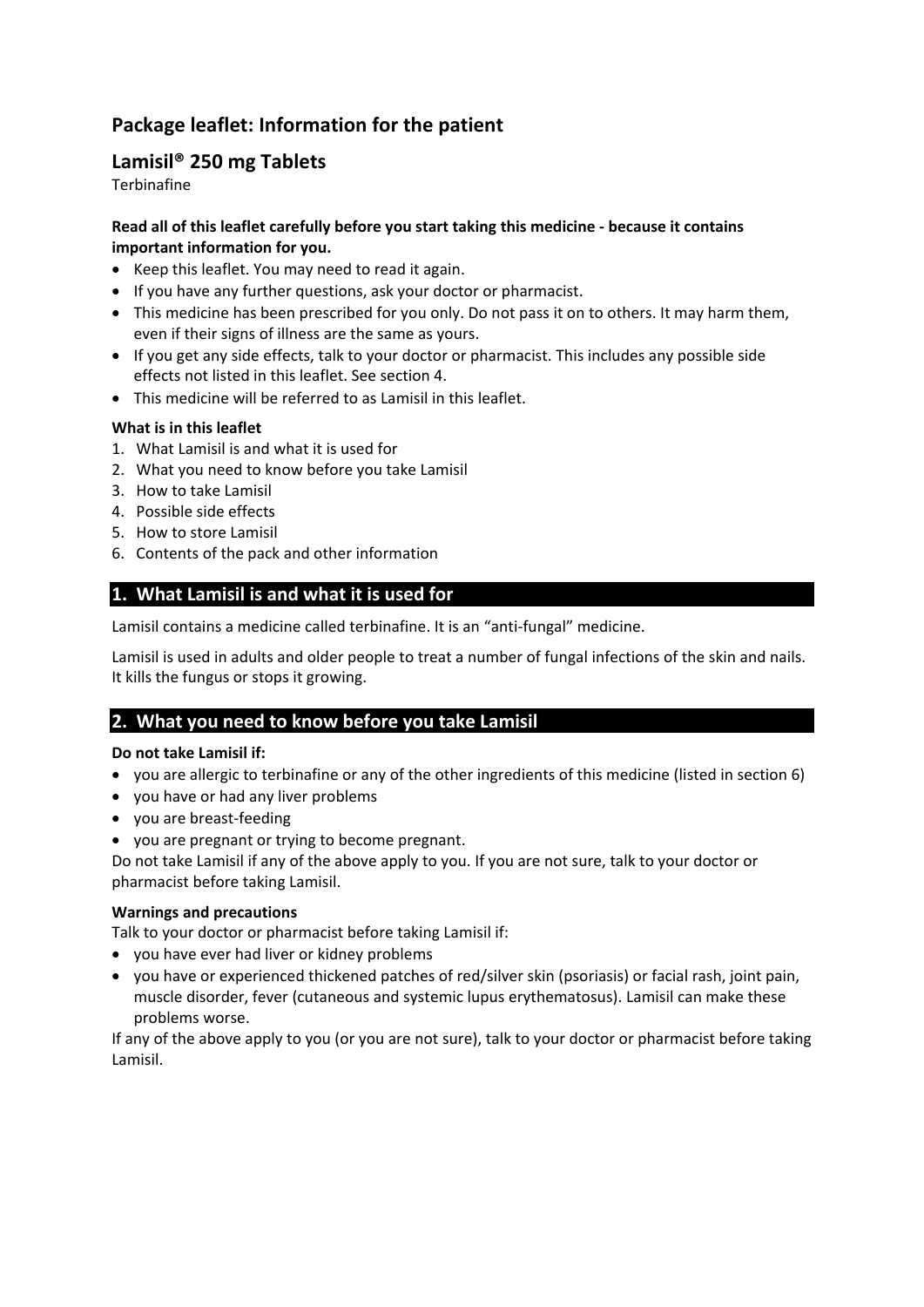# Package leaflet: Information for the patient

## Lamisil® 250 mg Tablets

Terbinafine

**Read all of this leaflet carefully before you start taking this medicine - because it contains important information for you.**

- Keep this leaflet. You may need to read it again.
- If you have any further questions, ask your doctor or pharmacist.
- This medicine has been prescribed for you only. Do not pass it on to others. It may harm them, even if their signs of illness are the same as yours.
- If you get any side effects, talk to your doctor or pharmacist. This includes any possible side effects not listed in this leaflet. See section 4.
- This medicine will be referred to as Lamisil in this leaflet.

**What is in this leaflet**

1. What Lamisil is and what it is used for
2. What you need to know before you take Lamisil
3. How to take Lamisil
4. Possible side effects
5. How to store Lamisil
6. Contents of the pack and other information

## 1. What Lamisil is and what it is used for

Lamisil contains a medicine called terbinafine. It is an "anti-fungal" medicine.

Lamisil is used in adults and older people to treat a number of fungal infections of the skin and nails. It kills the fungus or stops it growing.

## 2. What you need to know before you take Lamisil

**Do not take Lamisil if:**

- you are allergic to terbinafine or any of the other ingredients of this medicine (listed in section 6)
- you have or had any liver problems
- you are breast-feeding
- you are pregnant or trying to become pregnant.

Do not take Lamisil if any of the above apply to you. If you are not sure, talk to your doctor or pharmacist before taking Lamisil.

**Warnings and precautions**

Talk to your doctor or pharmacist before taking Lamisil if:

- you have ever had liver or kidney problems
- you have or experienced thickened patches of red/silver skin (psoriasis) or facial rash, joint pain, muscle disorder, fever (cutaneous and systemic lupus erythematosus). Lamisil can make these problems worse.

If any of the above apply to you (or you are not sure), talk to your doctor or pharmacist before taking Lamisil.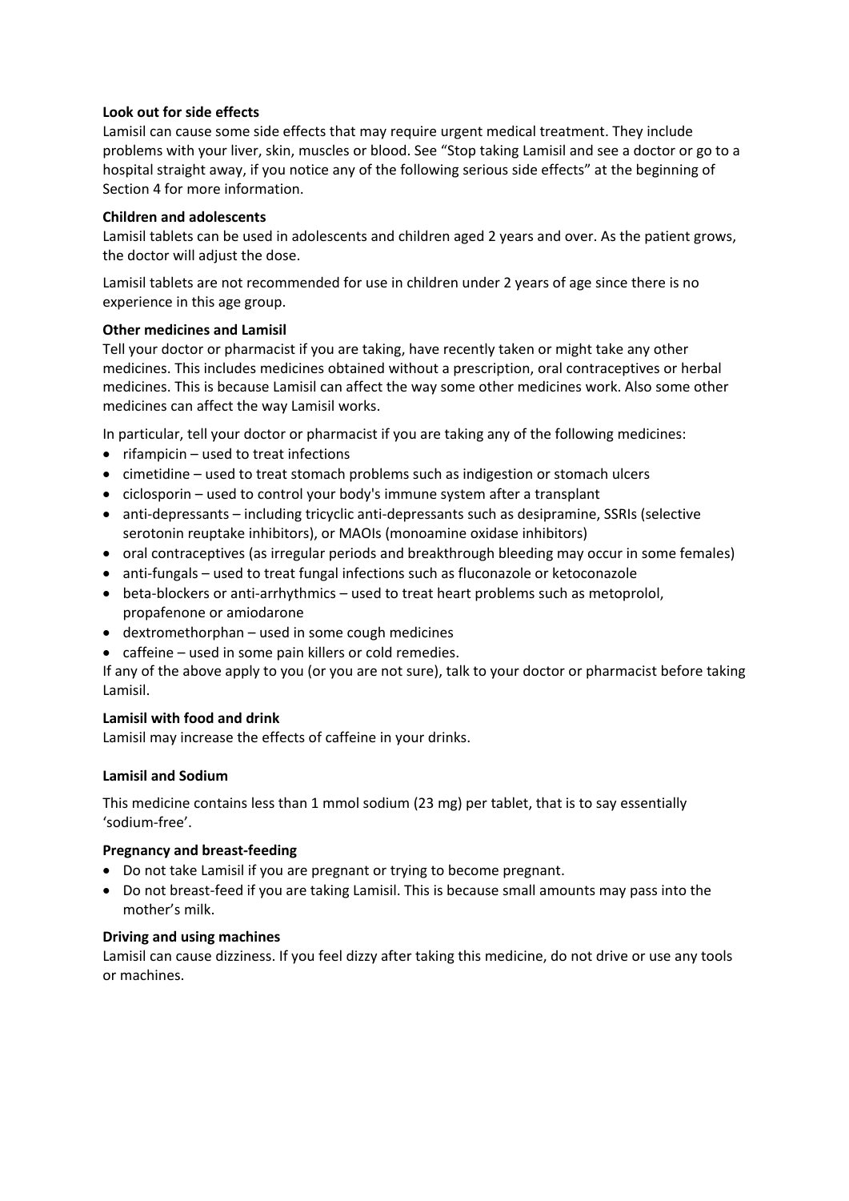**Look out for side effects**

Lamisil can cause some side effects that may require urgent medical treatment. They include problems with your liver, skin, muscles or blood. See "Stop taking Lamisil and see a doctor or go to a hospital straight away, if you notice any of the following serious side effects" at the beginning of Section 4 for more information.

**Children and adolescents**

Lamisil tablets can be used in adolescents and children aged 2 years and over. As the patient grows, the doctor will adjust the dose.

Lamisil tablets are not recommended for use in children under 2 years of age since there is no experience in this age group.

**Other medicines and Lamisil**

Tell your doctor or pharmacist if you are taking, have recently taken or might take any other medicines. This includes medicines obtained without a prescription, oral contraceptives or herbal medicines. This is because Lamisil can affect the way some other medicines work. Also some other medicines can affect the way Lamisil works.

In particular, tell your doctor or pharmacist if you are taking any of the following medicines:

- rifampicin – used to treat infections
- cimetidine – used to treat stomach problems such as indigestion or stomach ulcers
- ciclosporin – used to control your body's immune system after a transplant
- anti-depressants – including tricyclic anti-depressants such as desipramine, SSRIs (selective serotonin reuptake inhibitors), or MAOIs (monoamine oxidase inhibitors)
- oral contraceptives (as irregular periods and breakthrough bleeding may occur in some females)
- anti-fungals – used to treat fungal infections such as fluconazole or ketoconazole
- beta-blockers or anti-arrhythmics – used to treat heart problems such as metoprolol, propafenone or amiodarone
- dextromethorphan – used in some cough medicines
- caffeine – used in some pain killers or cold remedies.

If any of the above apply to you (or you are not sure), talk to your doctor or pharmacist before taking Lamisil.

**Lamisil with food and drink**

Lamisil may increase the effects of caffeine in your drinks.

**Lamisil and Sodium**

This medicine contains less than 1 mmol sodium (23 mg) per tablet, that is to say essentially 'sodium-free'.

**Pregnancy and breast-feeding**

- Do not take Lamisil if you are pregnant or trying to become pregnant.
- Do not breast-feed if you are taking Lamisil. This is because small amounts may pass into the mother's milk.

**Driving and using machines**

Lamisil can cause dizziness. If you feel dizzy after taking this medicine, do not drive or use any tools or machines.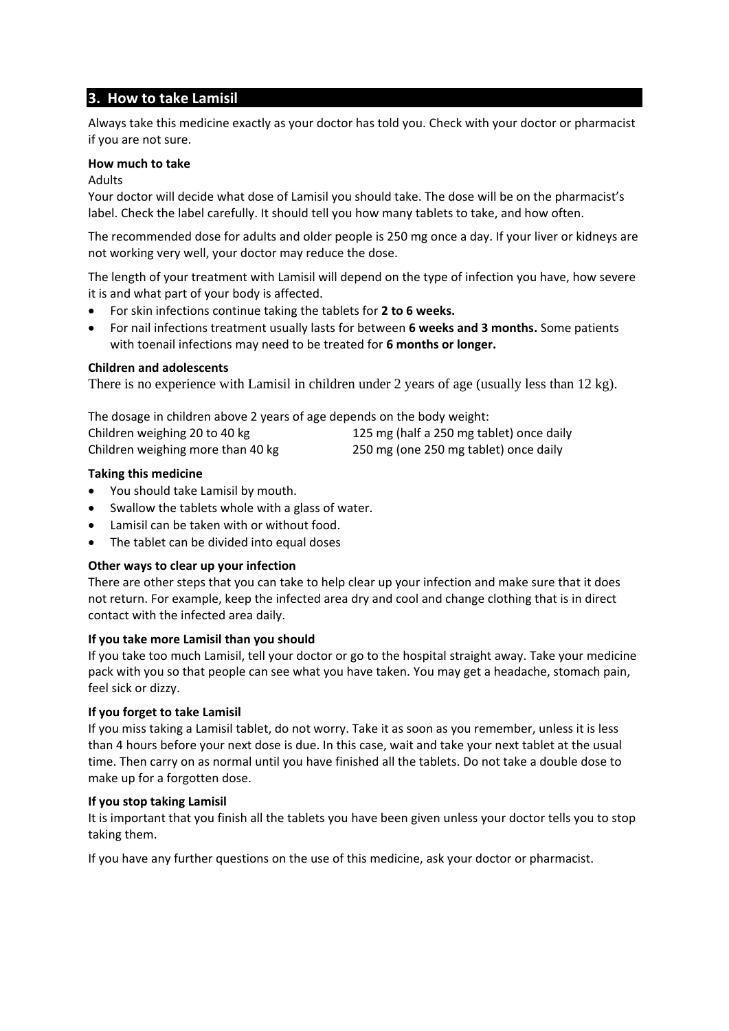## 3. How to take Lamisil

Always take this medicine exactly as your doctor has told you. Check with your doctor or pharmacist if you are not sure.

**How much to take**

Adults

Your doctor will decide what dose of Lamisil you should take. The dose will be on the pharmacist's label. Check the label carefully. It should tell you how many tablets to take, and how often.

The recommended dose for adults and older people is 250 mg once a day. If your liver or kidneys are not working very well, your doctor may reduce the dose.

The length of your treatment with Lamisil will depend on the type of infection you have, how severe it is and what part of your body is affected.

- For skin infections continue taking the tablets for **2 to 6 weeks.**
- For nail infections treatment usually lasts for between **6 weeks and 3 months.** Some patients with toenail infections may need to be treated for **6 months or longer.**

**Children and adolescents**

There is no experience with Lamisil in children under 2 years of age (usually less than 12 kg).

The dosage in children above 2 years of age depends on the body weight:

| | |
|---|---|
| Children weighing 20 to 40 kg | 125 mg (half a 250 mg tablet) once daily |
| Children weighing more than 40 kg | 250 mg (one 250 mg tablet) once daily |

**Taking this medicine**

- You should take Lamisil by mouth.
- Swallow the tablets whole with a glass of water.
- Lamisil can be taken with or without food.
- The tablet can be divided into equal doses

**Other ways to clear up your infection**

There are other steps that you can take to help clear up your infection and make sure that it does not return. For example, keep the infected area dry and cool and change clothing that is in direct contact with the infected area daily.

**If you take more Lamisil than you should**

If you take too much Lamisil, tell your doctor or go to the hospital straight away. Take your medicine pack with you so that people can see what you have taken. You may get a headache, stomach pain, feel sick or dizzy.

**If you forget to take Lamisil**

If you miss taking a Lamisil tablet, do not worry. Take it as soon as you remember, unless it is less than 4 hours before your next dose is due. In this case, wait and take your next tablet at the usual time. Then carry on as normal until you have finished all the tablets. Do not take a double dose to make up for a forgotten dose.

**If you stop taking Lamisil**

It is important that you finish all the tablets you have been given unless your doctor tells you to stop taking them.

If you have any further questions on the use of this medicine, ask your doctor or pharmacist.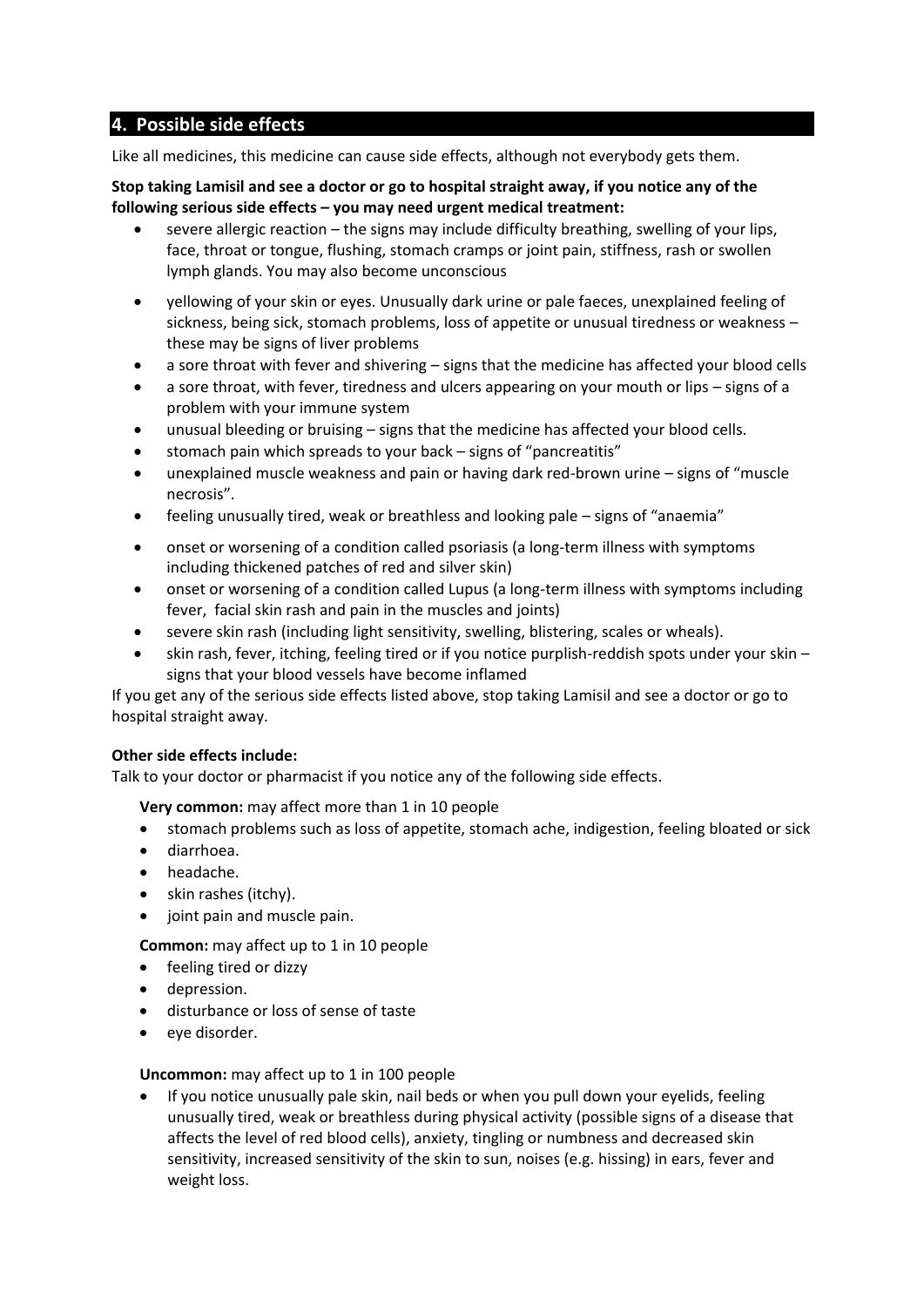## 4. Possible side effects

Like all medicines, this medicine can cause side effects, although not everybody gets them.

**Stop taking Lamisil and see a doctor or go to hospital straight away, if you notice any of the following serious side effects – you may need urgent medical treatment:**

- severe allergic reaction – the signs may include difficulty breathing, swelling of your lips, face, throat or tongue, flushing, stomach cramps or joint pain, stiffness, rash or swollen lymph glands. You may also become unconscious
- yellowing of your skin or eyes. Unusually dark urine or pale faeces, unexplained feeling of sickness, being sick, stomach problems, loss of appetite or unusual tiredness or weakness – these may be signs of liver problems
- a sore throat with fever and shivering – signs that the medicine has affected your blood cells
- a sore throat, with fever, tiredness and ulcers appearing on your mouth or lips – signs of a problem with your immune system
- unusual bleeding or bruising – signs that the medicine has affected your blood cells.
- stomach pain which spreads to your back – signs of "pancreatitis"
- unexplained muscle weakness and pain or having dark red-brown urine – signs of "muscle necrosis".
- feeling unusually tired, weak or breathless and looking pale – signs of "anaemia"
- onset or worsening of a condition called psoriasis (a long-term illness with symptoms including thickened patches of red and silver skin)
- onset or worsening of a condition called Lupus (a long-term illness with symptoms including fever, facial skin rash and pain in the muscles and joints)
- severe skin rash (including light sensitivity, swelling, blistering, scales or wheals).
- skin rash, fever, itching, feeling tired or if you notice purplish-reddish spots under your skin – signs that your blood vessels have become inflamed

If you get any of the serious side effects listed above, stop taking Lamisil and see a doctor or go to hospital straight away.

**Other side effects include:**

Talk to your doctor or pharmacist if you notice any of the following side effects.

**Very common:** may affect more than 1 in 10 people

- stomach problems such as loss of appetite, stomach ache, indigestion, feeling bloated or sick
- diarrhoea.
- headache.
- skin rashes (itchy).
- joint pain and muscle pain.

**Common:** may affect up to 1 in 10 people

- feeling tired or dizzy
- depression.
- disturbance or loss of sense of taste
- eye disorder.

**Uncommon:** may affect up to 1 in 100 people

- If you notice unusually pale skin, nail beds or when you pull down your eyelids, feeling unusually tired, weak or breathless during physical activity (possible signs of a disease that affects the level of red blood cells), anxiety, tingling or numbness and decreased skin sensitivity, increased sensitivity of the skin to sun, noises (e.g. hissing) in ears, fever and weight loss.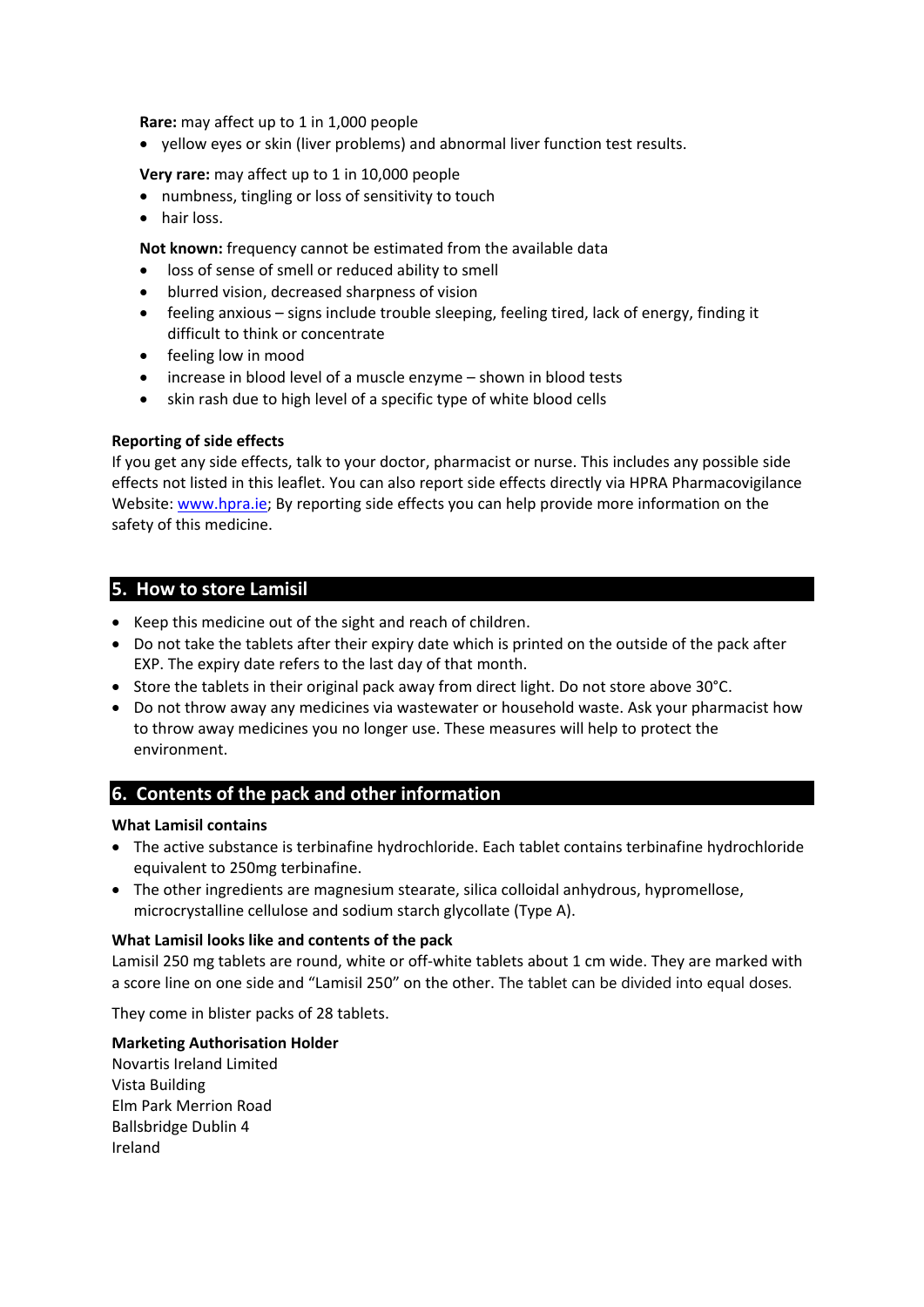**Rare:** may affect up to 1 in 1,000 people

- yellow eyes or skin (liver problems) and abnormal liver function test results.

**Very rare:** may affect up to 1 in 10,000 people

- numbness, tingling or loss of sensitivity to touch
- hair loss.

**Not known:** frequency cannot be estimated from the available data

- loss of sense of smell or reduced ability to smell
- blurred vision, decreased sharpness of vision
- feeling anxious – signs include trouble sleeping, feeling tired, lack of energy, finding it difficult to think or concentrate
- feeling low in mood
- increase in blood level of a muscle enzyme – shown in blood tests
- skin rash due to high level of a specific type of white blood cells

**Reporting of side effects**

If you get any side effects, talk to your doctor, pharmacist or nurse. This includes any possible side effects not listed in this leaflet. You can also report side effects directly via HPRA Pharmacovigilance Website: www.hpra.ie; By reporting side effects you can help provide more information on the safety of this medicine.

## 5. How to store Lamisil

- Keep this medicine out of the sight and reach of children.
- Do not take the tablets after their expiry date which is printed on the outside of the pack after EXP. The expiry date refers to the last day of that month.
- Store the tablets in their original pack away from direct light. Do not store above 30°C.
- Do not throw away any medicines via wastewater or household waste. Ask your pharmacist how to throw away medicines you no longer use. These measures will help to protect the environment.

## 6. Contents of the pack and other information

**What Lamisil contains**

- The active substance is terbinafine hydrochloride. Each tablet contains terbinafine hydrochloride equivalent to 250mg terbinafine.
- The other ingredients are magnesium stearate, silica colloidal anhydrous, hypromellose, microcrystalline cellulose and sodium starch glycollate (Type A).

**What Lamisil looks like and contents of the pack**

Lamisil 250 mg tablets are round, white or off-white tablets about 1 cm wide. They are marked with a score line on one side and "Lamisil 250" on the other. The tablet can be divided into equal doses.

They come in blister packs of 28 tablets.

**Marketing Authorisation Holder**

Novartis Ireland Limited
Vista Building
Elm Park Merrion Road
Ballsbridge Dublin 4
Ireland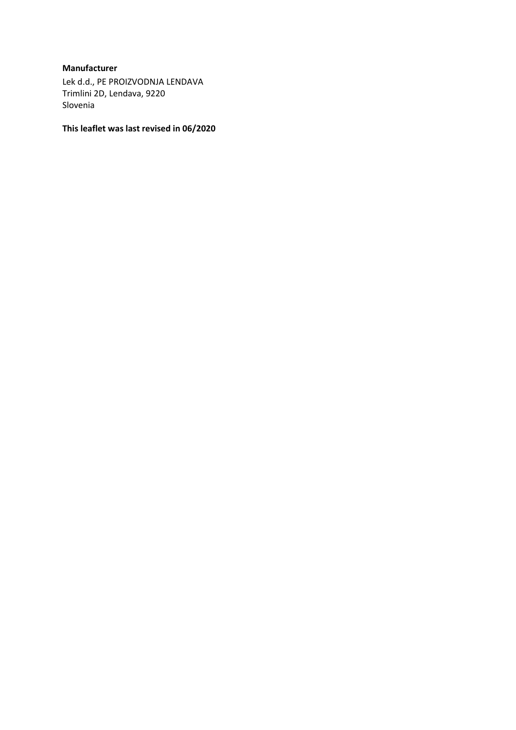**Manufacturer**

Lek d.d., PE PROIZVODNJA LENDAVA
Trimlini 2D, Lendava, 9220
Slovenia

**This leaflet was last revised in 06/2020**